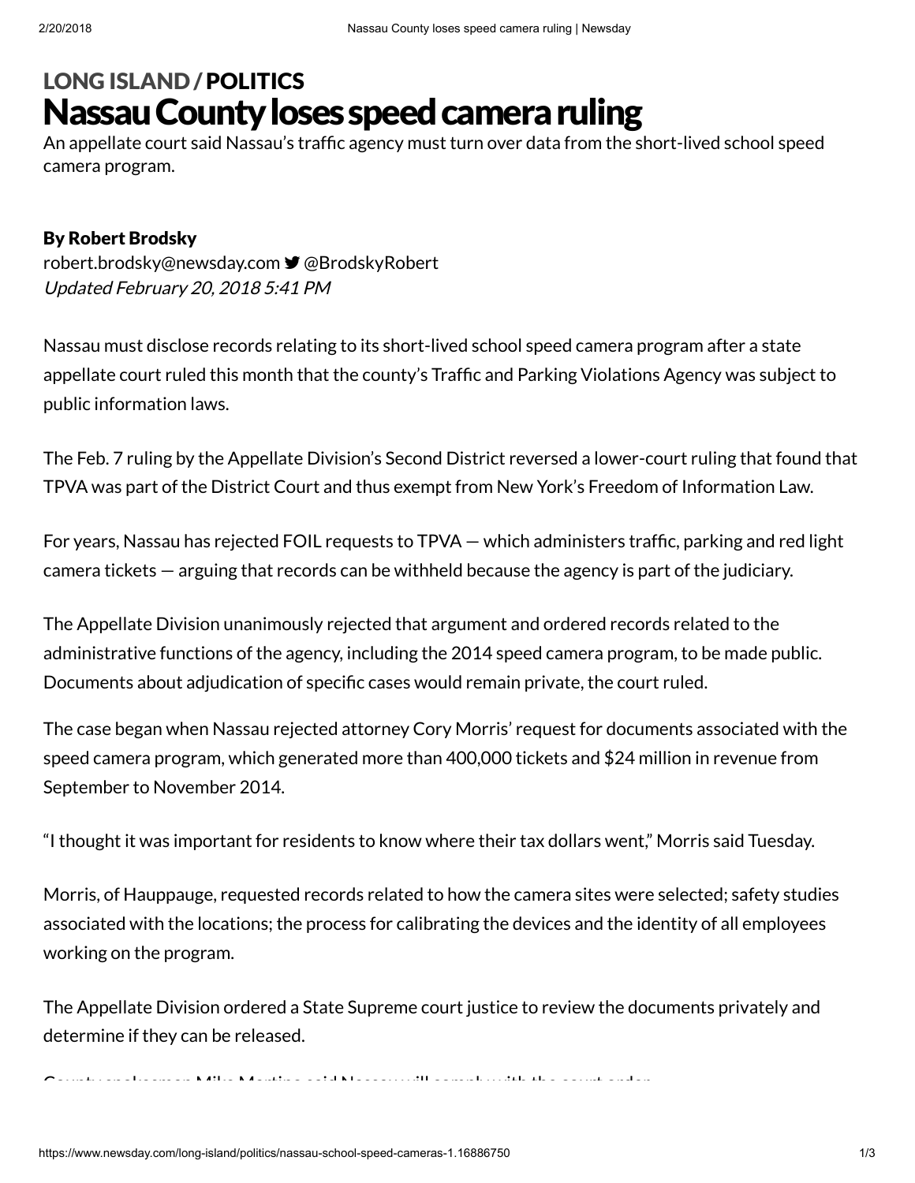LONG ISLAND / POLITICS

# Nassau County loses speed camera ruling

An appellate court said Nassau's traffic agency must turn over data from the short-lived school speed camera program.

**By Robert Brodsky**

robert.brodsky@newsday.com @BrodskyRobert

*Updated February 20, 2018 5:41 PM*

Nassau must disclose records relating to its short-lived school speed camera program after a state appellate court ruled this month that the county's Traffic and Parking Violations Agency was subject to public information laws.

The Feb. 7 ruling by the Appellate Division's Second District reversed a lower-court ruling that found that TPVA was part of the District Court and thus exempt from New York's Freedom of Information Law.

For years, Nassau has rejected FOIL requests to TPVA — which administers traffic, parking and red light camera tickets — arguing that records can be withheld because the agency is part of the judiciary.

The Appellate Division unanimously rejected that argument and ordered records related to the administrative functions of the agency, including the 2014 speed camera program, to be made public. Documents about adjudication of specific cases would remain private, the court ruled.

The case began when Nassau rejected attorney Cory Morris' request for documents associated with the speed camera program, which generated more than 400,000 tickets and $24 million in revenue from September to November 2014.

"I thought it was important for residents to know where their tax dollars went," Morris said Tuesday.

Morris, of Hauppauge, requested records related to how the camera sites were selected; safety studies associated with the locations; the process for calibrating the devices and the identity of all employees working on the program.

The Appellate Division ordered a State Supreme court justice to review the documents privately and determine if they can be released.

County spokesman Mike Martino said Nassau will comply with the court order.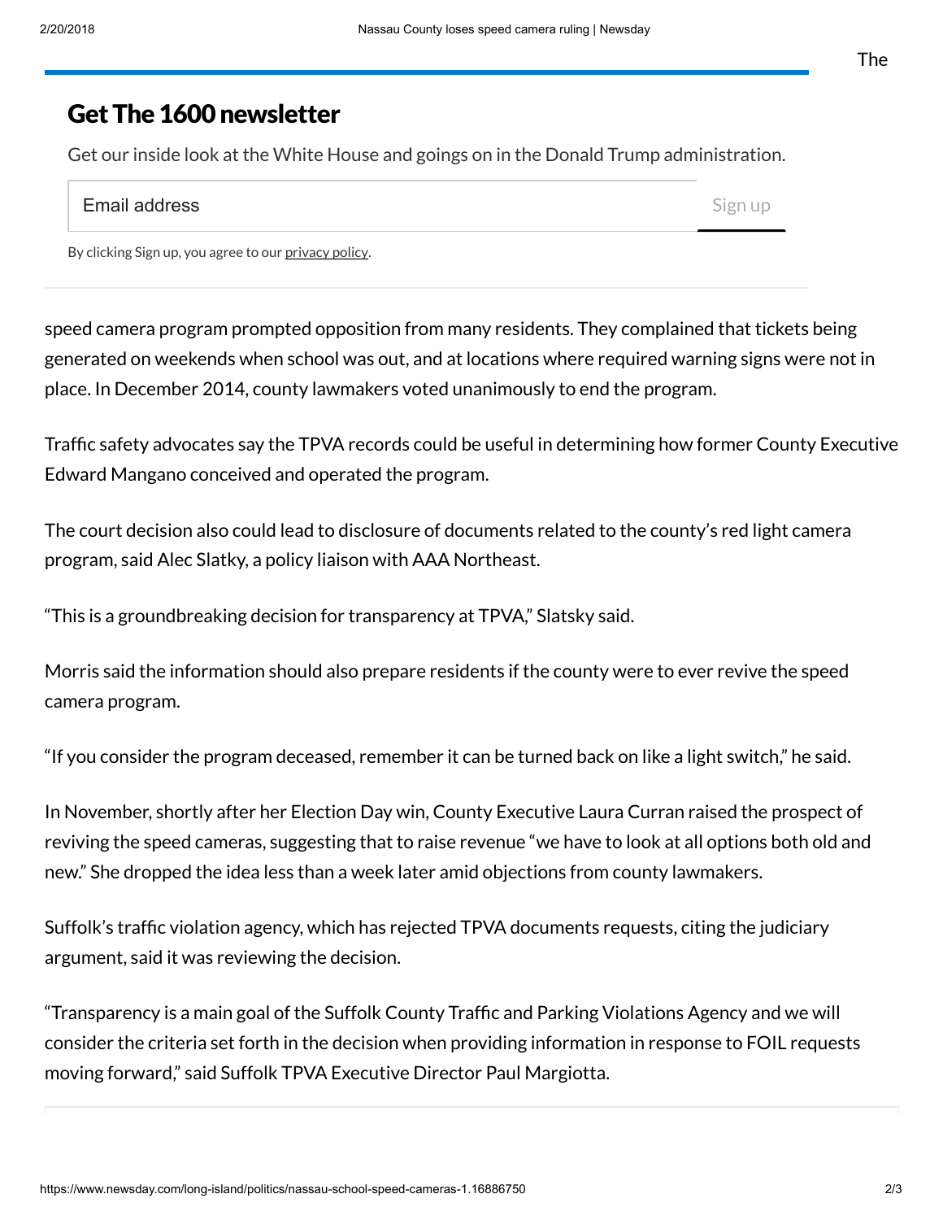speed camera program prompted opposition from many residents. They complained that tickets being generated on weekends when school was out, and at locations where required warning signs were not in place. In December 2014, county lawmakers voted unanimously to end the program.

Traffic safety advocates say the TPVA records could be useful in determining how former County Executive Edward Mangano conceived and operated the program.

The court decision also could lead to disclosure of documents related to the county's red light camera program, said Alec Slatky, a policy liaison with AAA Northeast.

"This is a groundbreaking decision for transparency at TPVA," Slatsky said.

Morris said the information should also prepare residents if the county were to ever revive the speed camera program.

"If you consider the program deceased, remember it can be turned back on like a light switch," he said.

In November, shortly after her Election Day win, County Executive Laura Curran raised the prospect of reviving the speed cameras, suggesting that to raise revenue "we have to look at all options both old and new." She dropped the idea less than a week later amid objections from county lawmakers.

Suffolk's traffic violation agency, which has rejected TPVA documents requests, citing the judiciary argument, said it was reviewing the decision.

"Transparency is a main goal of the Suffolk County Traffic and Parking Violations Agency and we will consider the criteria set forth in the decision when providing information in response to FOIL requests moving forward," said Suffolk TPVA Executive Director Paul Margiotta.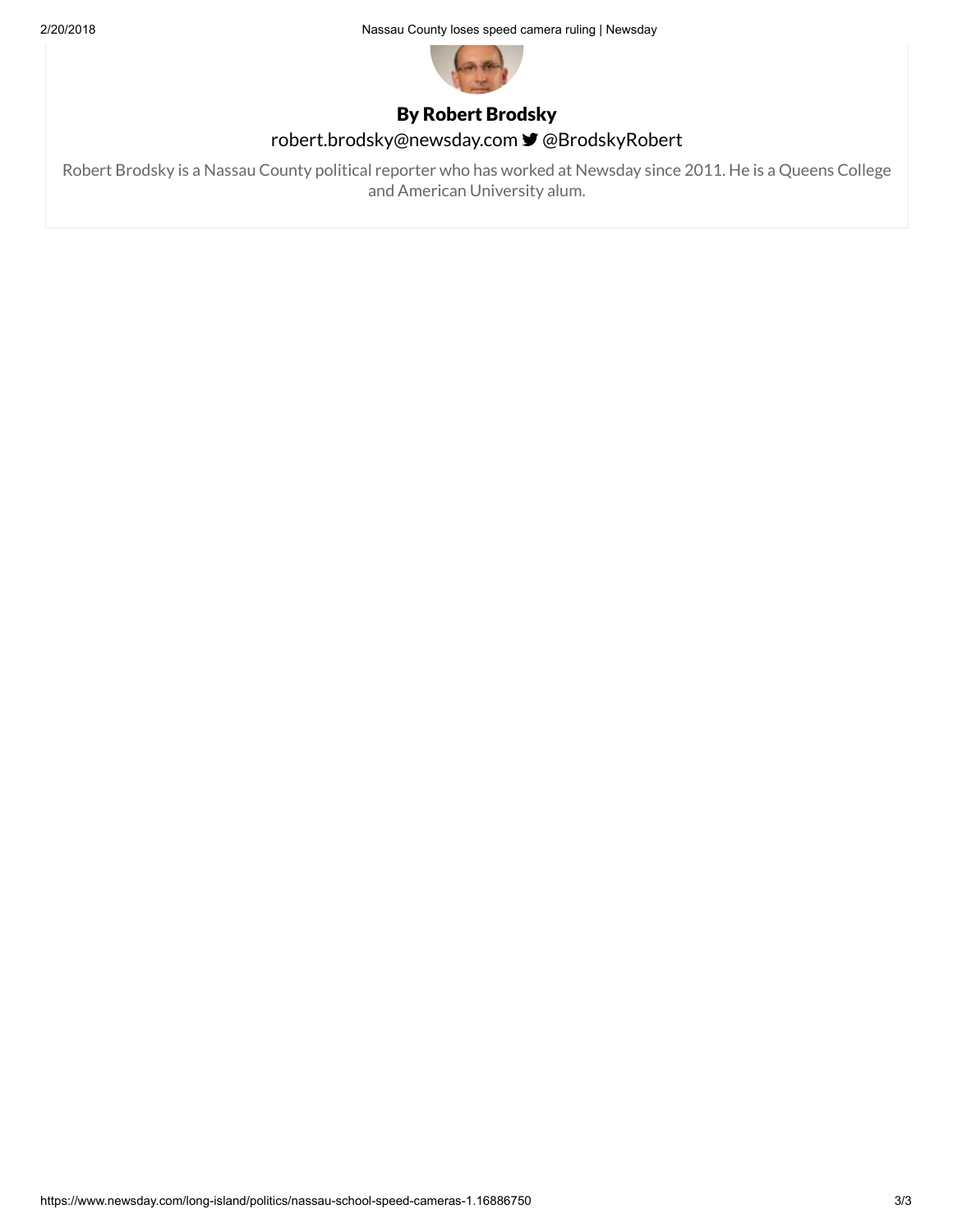**By Robert Brodsky**

robert.brodsky@newsday.com @BrodskyRobert

Robert Brodsky is a Nassau County political reporter who has worked at Newsday since 2011. He is a Queens College and American University alum.